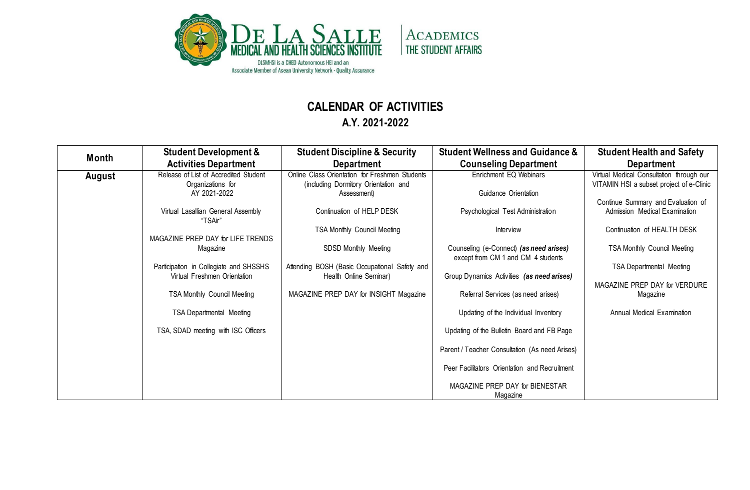DE LA SALLE MEDICAL AND HEALTH SCIENCES INSTITUTE

DLSMHSI is a CHED Autonomous HEI and an Associate Member of Asean University Network - Quality Assurance

ACADEMICS
THE STUDENT AFFAIRS

# CALENDAR OF ACTIVITIES
## A.Y. 2021-2022

| Month | Student Development & Activities Department | Student Discipline & Security Department | Student Wellness and Guidance & Counseling Department | Student Health and Safety Department |
|---|---|---|---|---|
| **August** | Release of List of Accredited Student Organizations for AY 2021-2022<br><br>Virtual Lasallian General Assembly "TSAir"<br><br>MAGAZINE PREP DAY for LIFE TRENDS Magazine<br><br>Participation in Collegiate and SHSSHS Virtual Freshmen Orientation<br><br>TSA Monthly Council Meeting<br><br>TSA Departmental Meeting<br><br>TSA, SDAD meeting with ISC Officers | Online Class Orientation for Freshmen Students (including Dormitory Orientation and Assessment)<br><br>Continuation of HELP DESK<br><br>TSA Monthly Council Meeting<br><br>SDSD Monthly Meeting<br><br>Attending BOSH (Basic Occupational Safety and Health Online Seminar)<br><br>MAGAZINE PREP DAY for INSIGHT Magazine | Enrichment EQ Webinars<br><br>Guidance Orientation<br><br>Psychological Test Administration<br><br>Interview<br><br>Counseling (e-Connect) ***(as need arises)*** except from CM 1 and CM 4 students<br><br>Group Dynamics Activities ***(as need arises)***<br><br>Referral Services (as need arises)<br><br>Updating of the Individual Inventory<br><br>Updating of the Bulletin Board and FB Page<br><br>Parent / Teacher Consultation (As need Arises)<br><br>Peer Facilitators Orientation and Recruitment<br><br>MAGAZINE PREP DAY for BIENESTAR Magazine | Virtual Medical Consultation through our VITAMIN HSI a subset project of e-Clinic<br><br>Continue Summary and Evaluation of Admission Medical Examination<br><br>Continuation of HEALTH DESK<br><br>TSA Monthly Council Meeting<br><br>TSA Departmental Meeting<br><br>MAGAZINE PREP DAY for VERDURE Magazine<br><br>Annual Medical Examination |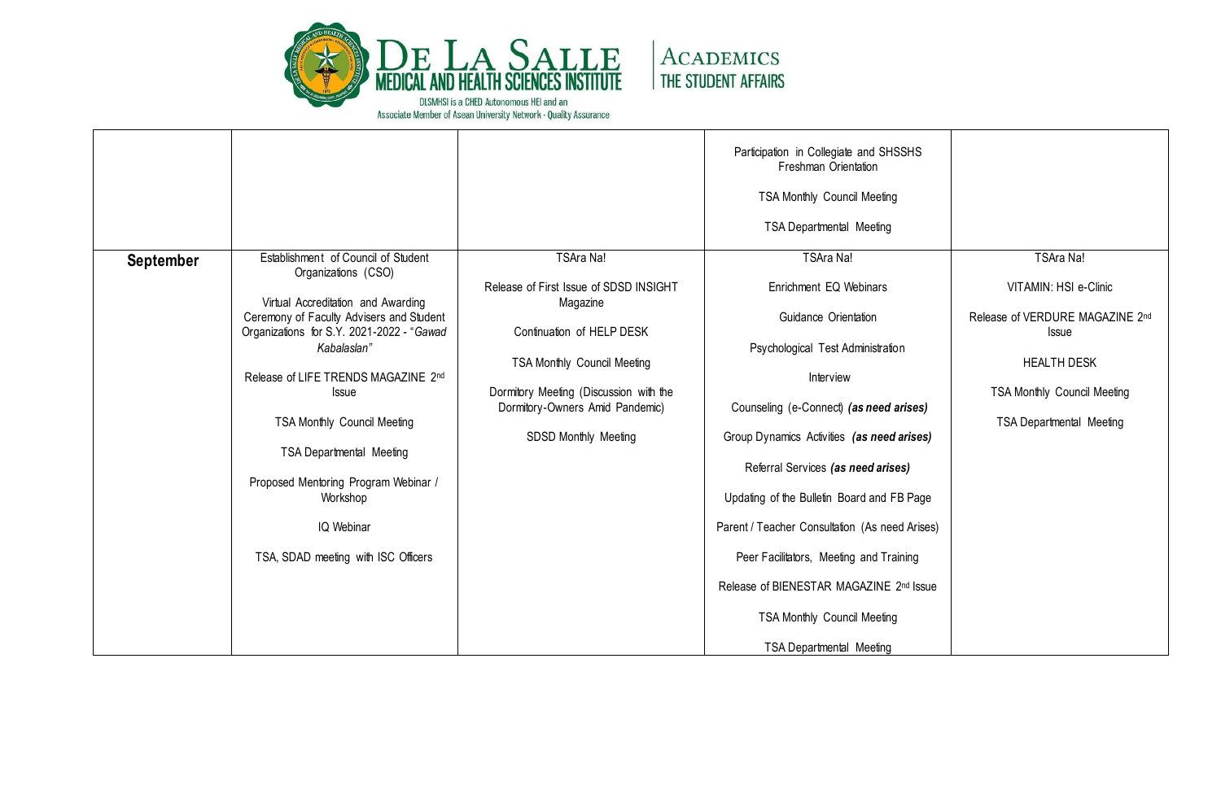| | | | | |
|---|---|---|---|---|
| | | | Participation in Collegiate and SHSSHS Freshman Orientation<br><br>TSA Monthly Council Meeting<br><br>TSA Departmental Meeting | |
| **September** | Establishment of Council of Student Organizations (CSO)<br><br>Virtual Accreditation and Awarding Ceremony of Faculty Advisers and Student Organizations for S.Y. 2021-2022 - "*Gawad Kabalaslan*"<br><br>Release of LIFE TRENDS MAGAZINE 2nd Issue<br><br>TSA Monthly Council Meeting<br><br>TSA Departmental Meeting<br><br>Proposed Mentoring Program Webinar / Workshop<br><br>IQ Webinar<br><br>TSA, SDAD meeting with ISC Officers | TSAra Na!<br><br>Release of First Issue of SDSD INSIGHT Magazine<br><br>Continuation of HELP DESK<br><br>TSA Monthly Council Meeting<br><br>Dormitory Meeting (Discussion with the Dormitory-Owners Amid Pandemic)<br><br>SDSD Monthly Meeting | TSAra Na!<br><br>Enrichment EQ Webinars<br><br>Guidance Orientation<br><br>Psychological Test Administration<br><br>Interview<br><br>Counseling (e-Connect) ***(as need arises)***<br><br>Group Dynamics Activities ***(as need arises)***<br><br>Referral Services ***(as need arises)***<br><br>Updating of the Bulletin Board and FB Page<br><br>Parent / Teacher Consultation (As need Arises)<br><br>Peer Facilitators, Meeting and Training<br><br>Release of BIENESTAR MAGAZINE 2nd Issue<br><br>TSA Monthly Council Meeting<br><br>TSA Departmental Meeting | TSAra Na!<br><br>VITAMIN: HSI e-Clinic<br><br>Release of VERDURE MAGAZINE 2nd Issue<br><br>HEALTH DESK<br><br>TSA Monthly Council Meeting<br><br>TSA Departmental Meeting |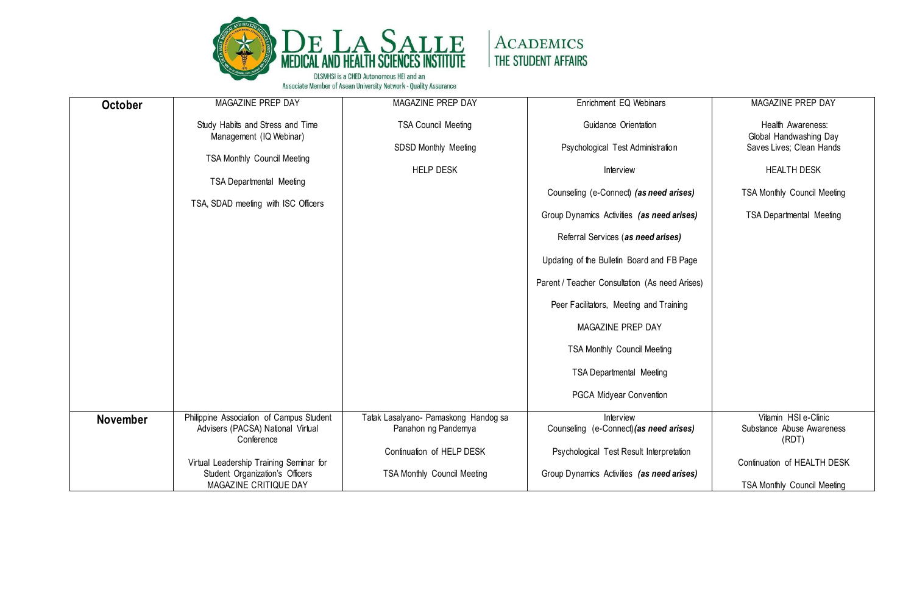| October | MAGAZINE PREP DAY<br><br>Study Habits and Stress and Time Management (IQ Webinar)<br><br>TSA Monthly Council Meeting<br><br>TSA Departmental Meeting<br><br>TSA, SDAD meeting with ISC Officers | MAGAZINE PREP DAY<br><br>TSA Council Meeting<br><br>SDSD Monthly Meeting<br><br>HELP DESK | Enrichment EQ Webinars<br><br>Guidance Orientation<br><br>Psychological Test Administration<br><br>Interview<br><br>Counseling (e-Connect) ***(as need arises)***<br><br>Group Dynamics Activities ***(as need arises)***<br><br>Referral Services (***as need arises)***<br><br>Updating of the Bulletin Board and FB Page<br><br>Parent / Teacher Consultation (As need Arises)<br><br>Peer Facilitators, Meeting and Training<br><br>MAGAZINE PREP DAY<br><br>TSA Monthly Council Meeting<br><br>TSA Departmental Meeting<br><br>PGCA Midyear Convention | MAGAZINE PREP DAY<br><br>Health Awareness:<br>Global Handwashing Day<br>Saves Lives; Clean Hands<br><br>HEALTH DESK<br><br>TSA Monthly Council Meeting<br><br>TSA Departmental Meeting |
|---|---|---|---|---|
| November | Philippine Association of Campus Student Advisers (PACSA) National Virtual Conference<br><br>Virtual Leadership Training Seminar for Student Organization's Officers<br>MAGAZINE CRITIQUE DAY | Tatak Lasalyano- Pamaskong Handog sa Panahon ng Pandemya<br><br>Continuation of HELP DESK<br><br>TSA Monthly Council Meeting | Interview<br>Counseling (e-Connect) ***(as need arises)***<br><br>Psychological Test Result Interpretation<br><br>Group Dynamics Activities ***(as need arises)*** | Vitamin HSI e-Clinic<br>Substance Abuse Awareness (RDT)<br><br>Continuation of HEALTH DESK<br><br>TSA Monthly Council Meeting |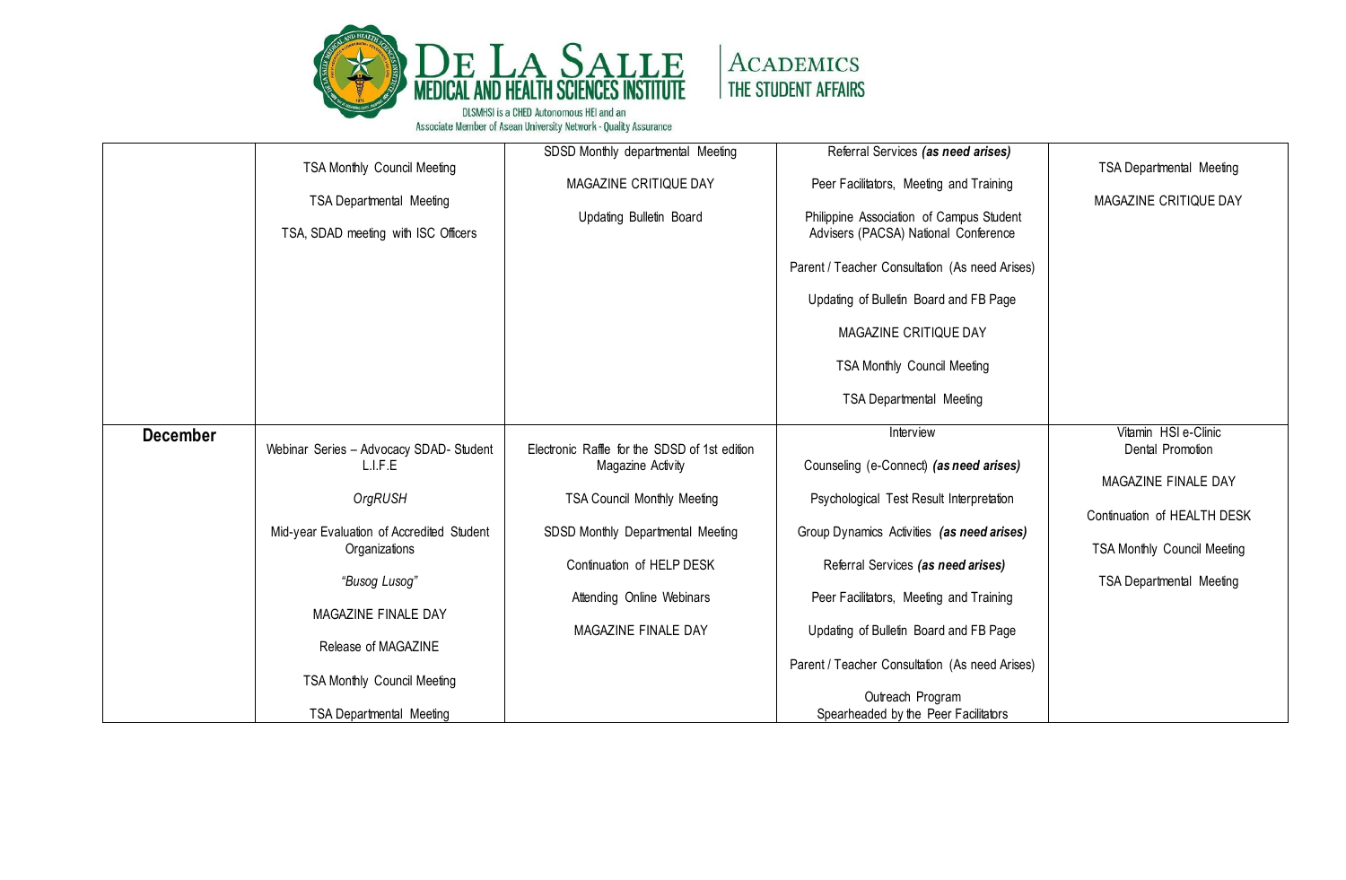| | | | | |
|---|---|---|---|---|
| | TSA Monthly Council Meeting<br><br>TSA Departmental Meeting<br><br>TSA, SDAD meeting with ISC Officers | SDSD Monthly departmental Meeting<br><br>MAGAZINE CRITIQUE DAY<br><br>Updating Bulletin Board | Referral Services ***(as need arises)***<br><br>Peer Facilitators, Meeting and Training<br><br>Philippine Association of Campus Student Advisers (PACSA) National Conference<br><br>Parent / Teacher Consultation (As need Arises)<br><br>Updating of Bulletin Board and FB Page<br><br>MAGAZINE CRITIQUE DAY<br><br>TSA Monthly Council Meeting<br><br>TSA Departmental Meeting | TSA Departmental Meeting<br><br>MAGAZINE CRITIQUE DAY |
| **December** | Webinar Series – Advocacy SDAD- Student L.I.F.E<br><br>*OrgRUSH*<br><br>Mid-year Evaluation of Accredited Student Organizations<br><br>*"Busog Lusog"*<br><br>MAGAZINE FINALE DAY<br><br>Release of MAGAZINE<br><br>TSA Monthly Council Meeting<br><br>TSA Departmental Meeting | Electronic Raffle for the SDSD of 1st edition Magazine Activity<br><br>TSA Council Monthly Meeting<br><br>SDSD Monthly Departmental Meeting<br><br>Continuation of HELP DESK<br><br>Attending Online Webinars<br><br>MAGAZINE FINALE DAY | Interview<br><br>Counseling (e-Connect) ***(as need arises)***<br><br>Psychological Test Result Interpretation<br><br>Group Dynamics Activities ***(as need arises)***<br><br>Referral Services ***(as need arises)***<br><br>Peer Facilitators, Meeting and Training<br><br>Updating of Bulletin Board and FB Page<br><br>Parent / Teacher Consultation (As need Arises)<br><br>Outreach Program Spearheaded by the Peer Facilitators | Vitamin HSI e-Clinic Dental Promotion<br><br>MAGAZINE FINALE DAY<br><br>Continuation of HEALTH DESK<br><br>TSA Monthly Council Meeting<br><br>TSA Departmental Meeting |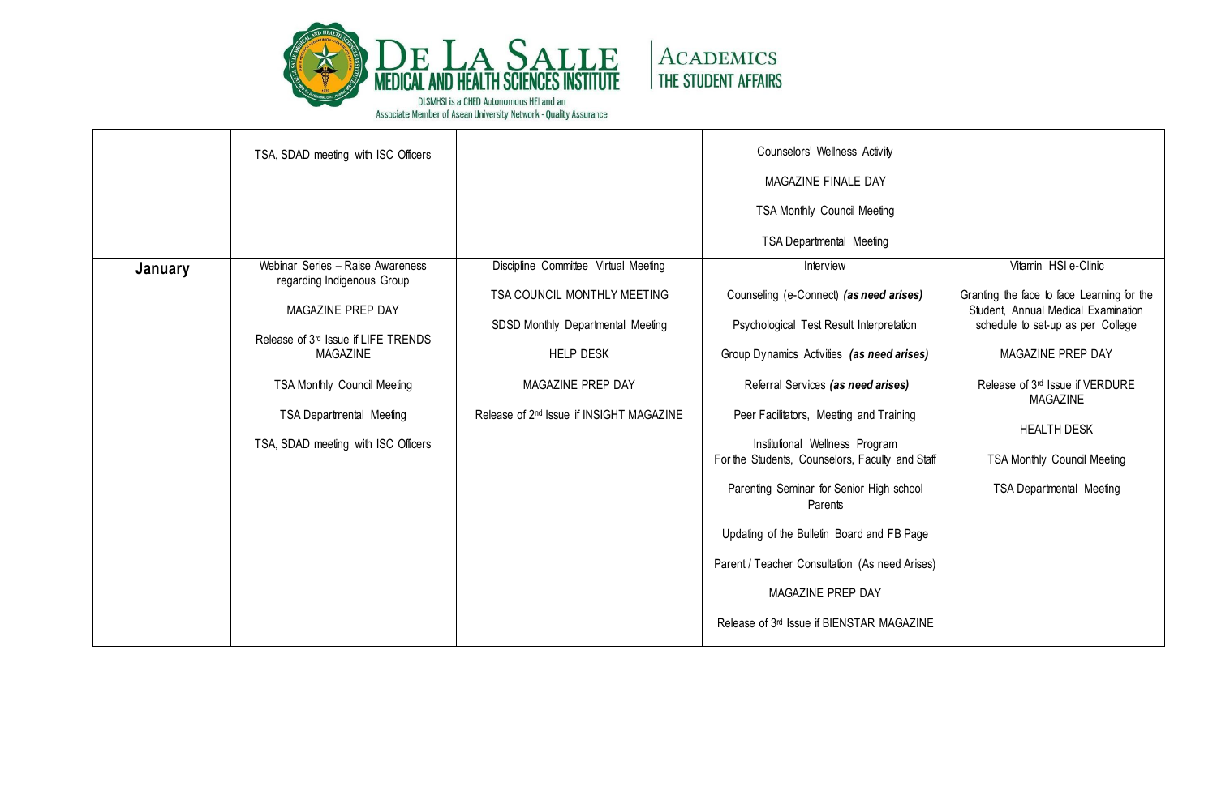| | | | | |
|---|---|---|---|---|
| | TSA, SDAD meeting with ISC Officers | | Counselors' Wellness Activity<br><br>MAGAZINE FINALE DAY<br><br>TSA Monthly Council Meeting<br><br>TSA Departmental Meeting | |
| **January** | Webinar Series – Raise Awareness regarding Indigenous Group<br><br>MAGAZINE PREP DAY<br><br>Release of 3rd Issue if LIFE TRENDS MAGAZINE<br><br>TSA Monthly Council Meeting<br><br>TSA Departmental Meeting<br><br>TSA, SDAD meeting with ISC Officers | Discipline Committee Virtual Meeting<br><br>TSA COUNCIL MONTHLY MEETING<br><br>SDSD Monthly Departmental Meeting<br><br>HELP DESK<br><br>MAGAZINE PREP DAY<br><br>Release of 2nd Issue if INSIGHT MAGAZINE | Interview<br><br>Counseling (e-Connect) ***(as need arises)***<br><br>Psychological Test Result Interpretation<br><br>Group Dynamics Activities ***(as need arises)***<br><br>Referral Services ***(as need arises)***<br><br>Peer Facilitators, Meeting and Training<br><br>Institutional Wellness Program For the Students, Counselors, Faculty and Staff<br><br>Parenting Seminar for Senior High school Parents<br><br>Updating of the Bulletin Board and FB Page<br><br>Parent / Teacher Consultation (As need Arises)<br><br>MAGAZINE PREP DAY<br><br>Release of 3rd Issue if BIENSTAR MAGAZINE | Vitamin HSI e-Clinic<br><br>Granting the face to face Learning for the Student, Annual Medical Examination schedule to set-up as per College<br><br>MAGAZINE PREP DAY<br><br>Release of 3rd Issue if VERDURE MAGAZINE<br><br>HEALTH DESK<br><br>TSA Monthly Council Meeting<br><br>TSA Departmental Meeting |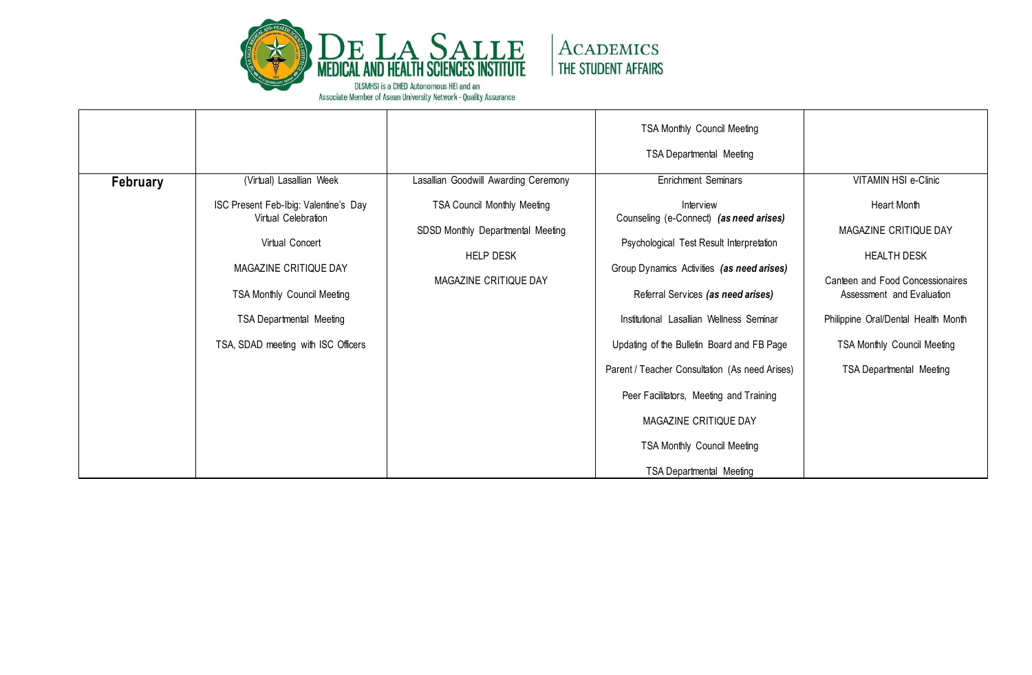|  |  |  | TSA Monthly Council Meeting<br><br>TSA Departmental Meeting |  |
|---|---|---|---|---|
| **February** | (Virtual) Lasallian Week<br><br>ISC Present Feb-Ibig: Valentine's Day Virtual Celebration<br><br>Virtual Concert<br><br>MAGAZINE CRITIQUE DAY<br><br>TSA Monthly Council Meeting<br><br>TSA Departmental Meeting<br><br>TSA, SDAD meeting with ISC Officers | Lasallian Goodwill Awarding Ceremony<br><br>TSA Council Monthly Meeting<br><br>SDSD Monthly Departmental Meeting<br><br>HELP DESK<br><br>MAGAZINE CRITIQUE DAY | Enrichment Seminars<br><br>Interview<br>Counseling (e-Connect) ***(as need arises)***<br><br>Psychological Test Result Interpretation<br><br>Group Dynamics Activities ***(as need arises)***<br><br>Referral Services ***(as need arises)***<br><br>Institutional Lasallian Wellness Seminar<br><br>Updating of the Bulletin Board and FB Page<br><br>Parent / Teacher Consultation (As need Arises)<br><br>Peer Facilitators, Meeting and Training<br><br>MAGAZINE CRITIQUE DAY<br><br>TSA Monthly Council Meeting<br><br>TSA Departmental Meeting | VITAMIN HSI e-Clinic<br><br>Heart Month<br><br>MAGAZINE CRITIQUE DAY<br><br>HEALTH DESK<br><br>Canteen and Food Concessionaires Assessment and Evaluation<br><br>Philippine Oral/Dental Health Month<br><br>TSA Monthly Council Meeting<br><br>TSA Departmental Meeting |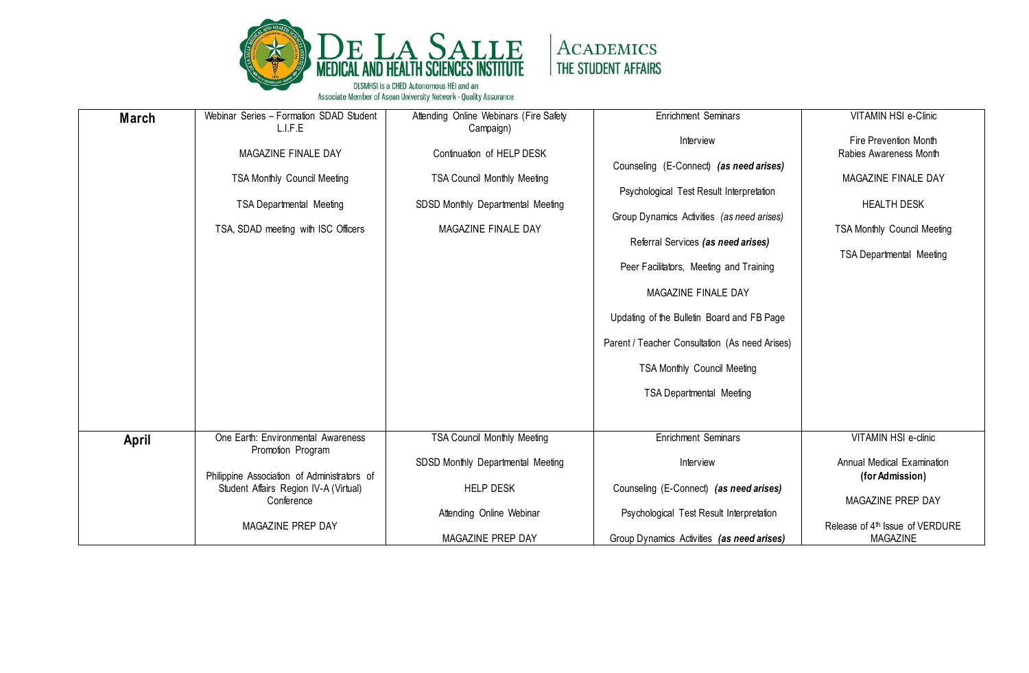| March | Webinar Series – Formation SDAD Student L.I.F.E<br><br>MAGAZINE FINALE DAY<br><br>TSA Monthly Council Meeting<br><br>TSA Departmental Meeting<br><br>TSA, SDAD meeting with ISC Officers | Attending Online Webinars (Fire Safety Campaign)<br><br>Continuation of HELP DESK<br><br>TSA Council Monthly Meeting<br><br>SDSD Monthly Departmental Meeting<br><br>MAGAZINE FINALE DAY | Enrichment Seminars<br><br>Interview<br><br>Counseling (E-Connect) ***(as need arises)***<br><br>Psychological Test Result Interpretation<br><br>Group Dynamics Activities *(as need arises)*<br><br>Referral Services ***(as need arises)***<br><br>Peer Facilitators, Meeting and Training<br><br>MAGAZINE FINALE DAY<br><br>Updating of the Bulletin Board and FB Page<br><br>Parent / Teacher Consultation (As need Arises)<br><br>TSA Monthly Council Meeting<br><br>TSA Departmental Meeting | VITAMIN HSI e-Clinic<br><br>Fire Prevention Month<br>Rabies Awareness Month<br><br>MAGAZINE FINALE DAY<br><br>HEALTH DESK<br><br>TSA Monthly Council Meeting<br><br>TSA Departmental Meeting |
|---|---|---|---|---|
| April | One Earth: Environmental Awareness Promotion Program<br><br>Philippine Association of Administrators of Student Affairs Region IV-A (Virtual) Conference<br><br>MAGAZINE PREP DAY | TSA Council Monthly Meeting<br><br>SDSD Monthly Departmental Meeting<br><br>HELP DESK<br><br>Attending Online Webinar<br><br>MAGAZINE PREP DAY | Enrichment Seminars<br><br>Interview<br><br>Counseling (E-Connect) ***(as need arises)***<br><br>Psychological Test Result Interpretation<br><br>Group Dynamics Activities ***(as need arises)*** | VITAMIN HSI e-clinic<br><br>Annual Medical Examination **(for Admission)**<br><br>MAGAZINE PREP DAY<br><br>Release of 4th Issue of VERDURE MAGAZINE |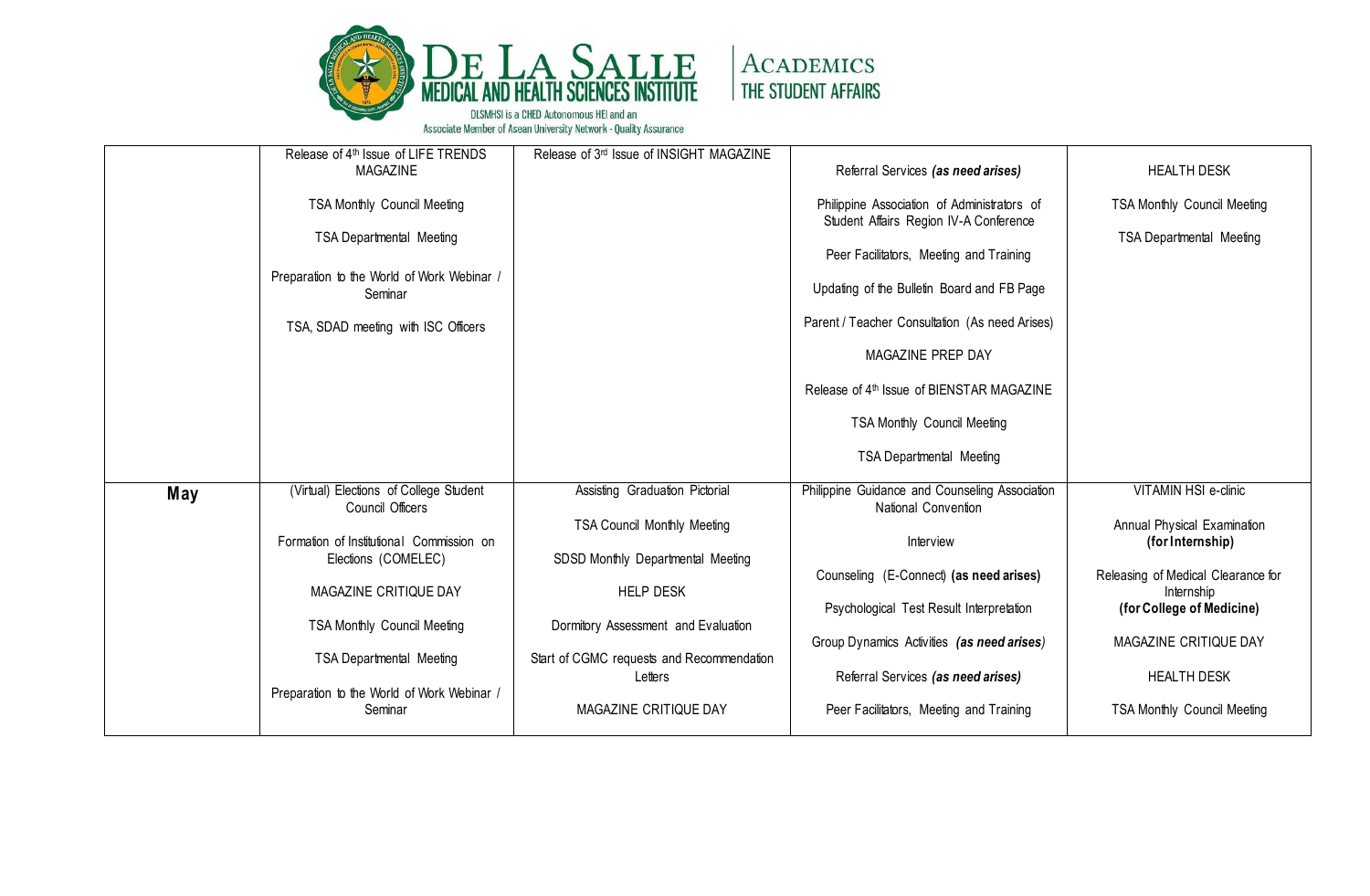| | | | | |
|---|---|---|---|---|
| | Release of 4th Issue of LIFE TRENDS MAGAZINE<br><br>TSA Monthly Council Meeting<br><br>TSA Departmental Meeting<br><br>Preparation to the World of Work Webinar / Seminar<br><br>TSA, SDAD meeting with ISC Officers | Release of 3rd Issue of INSIGHT MAGAZINE | Referral Services ***(as need arises)***<br><br>Philippine Association of Administrators of Student Affairs Region IV-A Conference<br><br>Peer Facilitators, Meeting and Training<br><br>Updating of the Bulletin Board and FB Page<br><br>Parent / Teacher Consultation (As need Arises)<br><br>MAGAZINE PREP DAY<br><br>Release of 4th Issue of BIENSTAR MAGAZINE<br><br>TSA Monthly Council Meeting<br><br>TSA Departmental Meeting | HEALTH DESK<br><br>TSA Monthly Council Meeting<br><br>TSA Departmental Meeting |
| **May** | (Virtual) Elections of College Student Council Officers<br><br>Formation of Institutional Commission on Elections (COMELEC)<br><br>MAGAZINE CRITIQUE DAY<br><br>TSA Monthly Council Meeting<br><br>TSA Departmental Meeting<br><br>Preparation to the World of Work Webinar / Seminar | Assisting Graduation Pictorial<br><br>TSA Council Monthly Meeting<br><br>SDSD Monthly Departmental Meeting<br><br>HELP DESK<br><br>Dormitory Assessment and Evaluation<br><br>Start of CGMC requests and Recommendation Letters<br><br>MAGAZINE CRITIQUE DAY | Philippine Guidance and Counseling Association National Convention<br><br>Interview<br><br>Counseling (E-Connect) **(as need arises)**<br><br>Psychological Test Result Interpretation<br><br>Group Dynamics Activities ***(as need arises)***<br><br>Referral Services ***(as need arises)***<br><br>Peer Facilitators, Meeting and Training | VITAMIN HSI e-clinic<br><br>Annual Physical Examination **(for Internship)**<br><br>Releasing of Medical Clearance for Internship **(for College of Medicine)**<br><br>MAGAZINE CRITIQUE DAY<br><br>HEALTH DESK<br><br>TSA Monthly Council Meeting |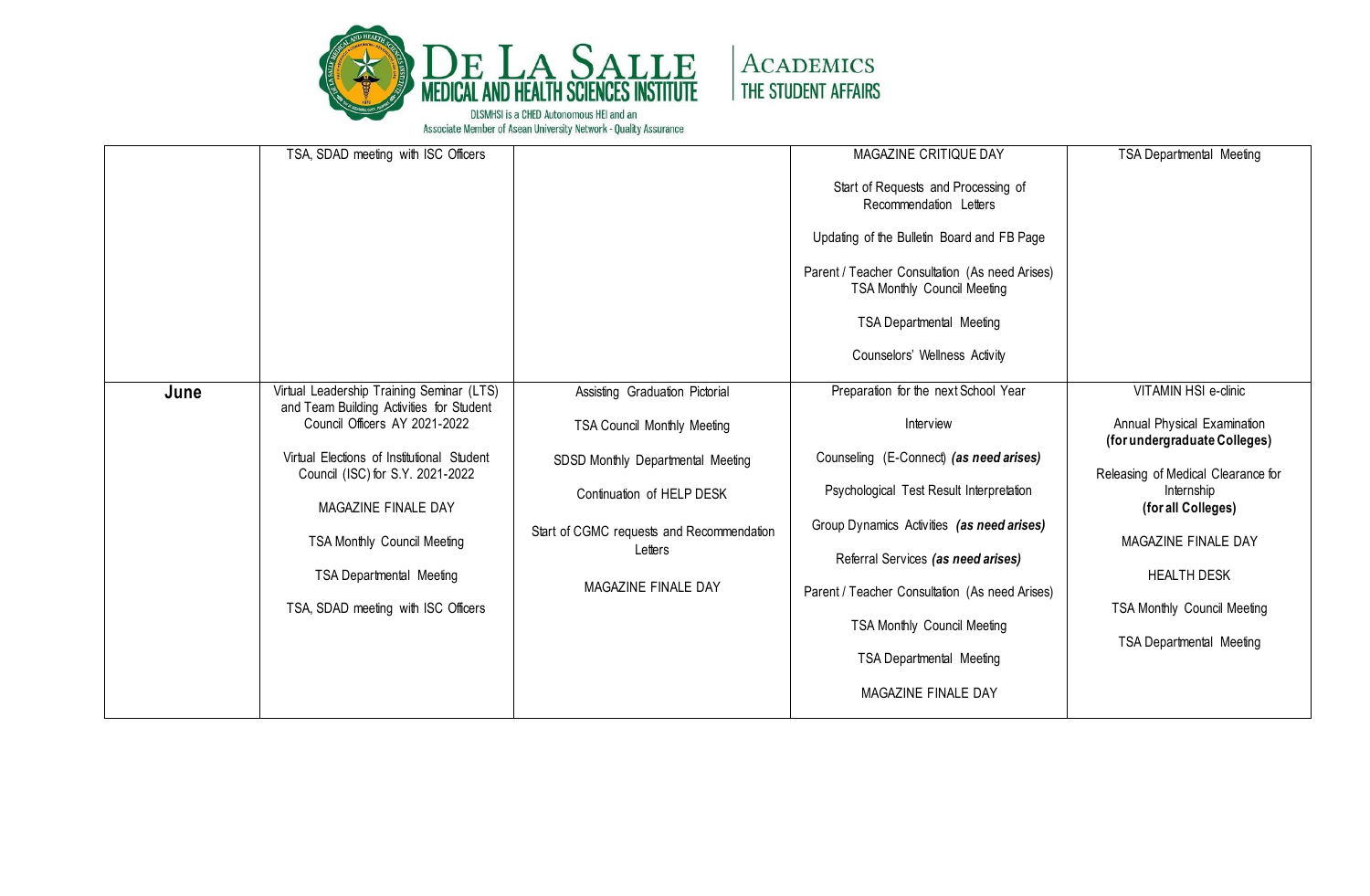| | | | | |
|---|---|---|---|---|
| | TSA, SDAD meeting with ISC Officers | | MAGAZINE CRITIQUE DAY<br><br>Start of Requests and Processing of Recommendation Letters<br><br>Updating of the Bulletin Board and FB Page<br><br>Parent / Teacher Consultation (As need Arises)<br>TSA Monthly Council Meeting<br><br>TSA Departmental Meeting<br><br>Counselors' Wellness Activity | TSA Departmental Meeting |
| **June** | Virtual Leadership Training Seminar (LTS) and Team Building Activities for Student Council Officers AY 2021-2022<br><br>Virtual Elections of Institutional Student Council (ISC) for S.Y. 2021-2022<br><br>MAGAZINE FINALE DAY<br><br>TSA Monthly Council Meeting<br><br>TSA Departmental Meeting<br><br>TSA, SDAD meeting with ISC Officers | Assisting Graduation Pictorial<br><br>TSA Council Monthly Meeting<br><br>SDSD Monthly Departmental Meeting<br><br>Continuation of HELP DESK<br><br>Start of CGMC requests and Recommendation Letters<br><br>MAGAZINE FINALE DAY | Preparation for the next School Year<br><br>Interview<br><br>Counseling (E-Connect) ***(as need arises)***<br><br>Psychological Test Result Interpretation<br><br>Group Dynamics Activities ***(as need arises)***<br><br>Referral Services ***(as need arises)***<br><br>Parent / Teacher Consultation (As need Arises)<br><br>TSA Monthly Council Meeting<br><br>TSA Departmental Meeting<br><br>MAGAZINE FINALE DAY | VITAMIN HSI e-clinic<br><br>Annual Physical Examination **(for undergraduate Colleges)**<br><br>Releasing of Medical Clearance for Internship **(for all Colleges)**<br><br>MAGAZINE FINALE DAY<br><br>HEALTH DESK<br><br>TSA Monthly Council Meeting<br><br>TSA Departmental Meeting |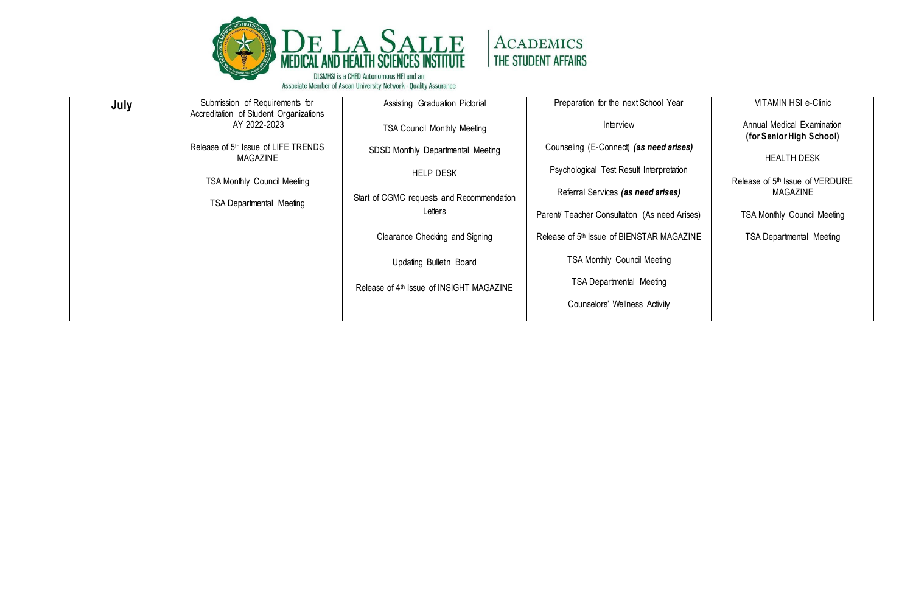| | | | | |
|---|---|---|---|---|
| **July** | Submission of Requirements for Accreditation of Student Organizations AY 2022-2023<br><br>Release of 5th Issue of LIFE TRENDS MAGAZINE<br><br>TSA Monthly Council Meeting<br><br>TSA Departmental Meeting | Assisting Graduation Pictorial<br><br>TSA Council Monthly Meeting<br><br>SDSD Monthly Departmental Meeting<br><br>HELP DESK<br><br>Start of CGMC requests and Recommendation Letters<br><br>Clearance Checking and Signing<br><br>Updating Bulletin Board<br><br>Release of 4th Issue of INSIGHT MAGAZINE | Preparation for the next School Year<br><br>Interview<br><br>Counseling (E-Connect) ***(as need arises)***<br><br>Psychological Test Result Interpretation<br><br>Referral Services ***(as need arises)***<br><br>Parent/ Teacher Consultation (As need Arises)<br><br>Release of 5th Issue of BIENSTAR MAGAZINE<br><br>TSA Monthly Council Meeting<br><br>TSA Departmental Meeting<br><br>Counselors' Wellness Activity | VITAMIN HSI e-Clinic<br><br>Annual Medical Examination **(for Senior High School)**<br><br>HEALTH DESK<br><br>Release of 5th Issue of VERDURE MAGAZINE<br><br>TSA Monthly Council Meeting<br><br>TSA Departmental Meeting |